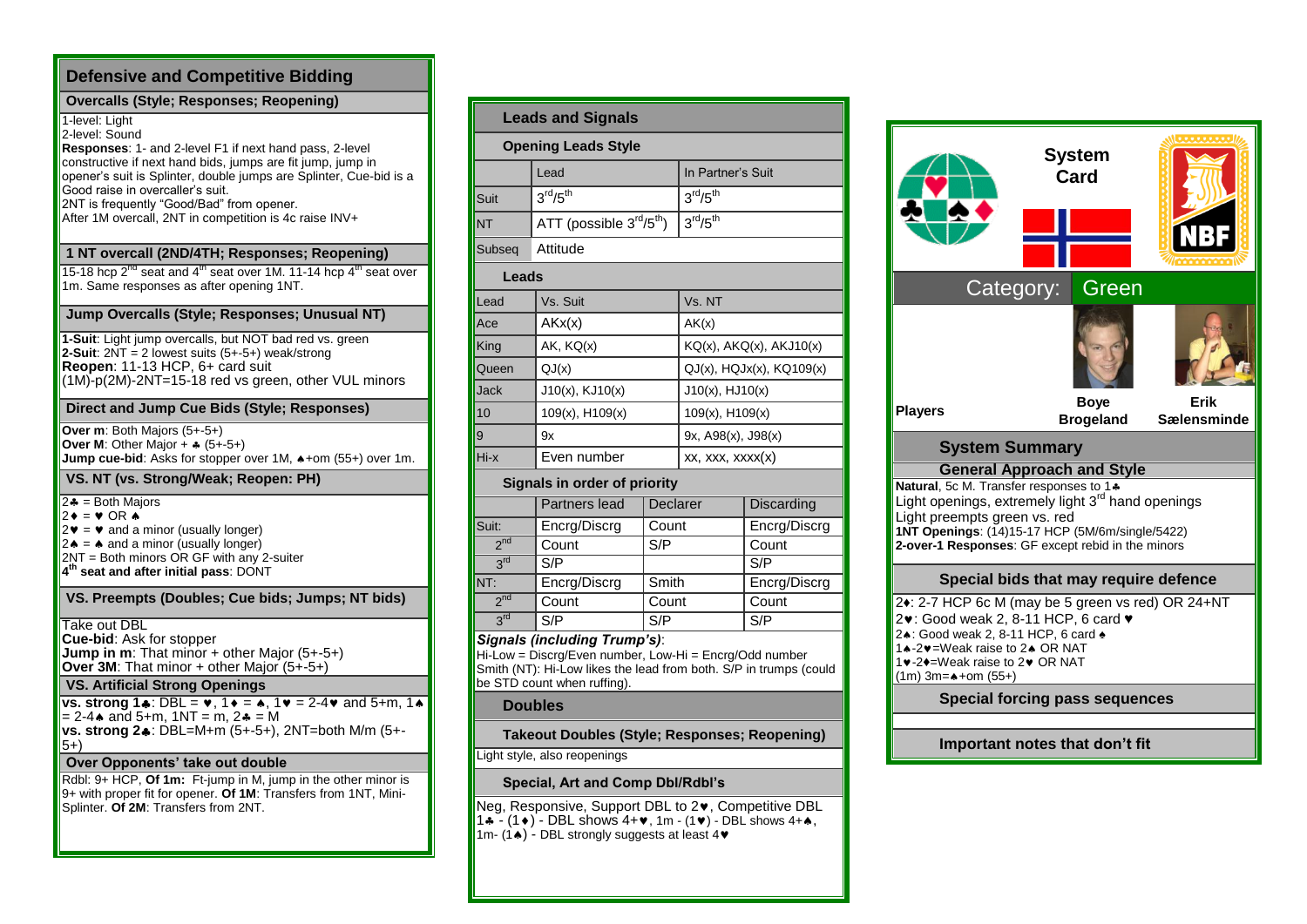## Defensive and Competitive Bidding

### Overcalls (Style; Responses; Reopening)

1-level: Light
2-level: Sound
**Responses**: 1- and 2-level F1 if next hand pass, 2-level constructive if next hand bids, jumps are fit jump, jump in opener's suit is Splinter, double jumps are Splinter, Cue-bid is a Good raise in overcaller's suit.
2NT is frequently "Good/Bad" from opener.
After 1M overcall, 2NT in competition is 4c raise INV+

### 1 NT overcall (2ND/4TH; Responses; Reopening)

15-18 hcp 2nd seat and 4th seat over 1M. 11-14 hcp 4th seat over 1m. Same responses as after opening 1NT.

### Jump Overcalls (Style; Responses; Unusual NT)

**1-Suit**: Light jump overcalls, but NOT bad red vs. green
**2-Suit**: 2NT = 2 lowest suits (5+-5+) weak/strong
**Reopen**: 11-13 HCP, 6+ card suit
(1M)-p(2M)-2NT=15-18 red vs green, other VUL minors

### Direct and Jump Cue Bids (Style; Responses)

**Over m**: Both Majors (5+-5+)
**Over M**: Other Major + ♣ (5+-5+)
**Jump cue-bid**: Asks for stopper over 1M, ♠+om (55+) over 1m.

### VS. NT (vs. Strong/Weak; Reopen: PH)

2♣ = Both Majors
2♦ = ♥ OR ♠
2♥ = ♥ and a minor (usually longer)
2♠ = ♠ and a minor (usually longer)
2NT = Both minors OR GF with any 2-suiter
**4th seat and after initial pass**: DONT

### VS. Preempts (Doubles; Cue bids; Jumps; NT bids)

Take out DBL
**Cue-bid**: Ask for stopper
**Jump in m**: That minor + other Major (5+-5+)
**Over 3M**: That minor + other Major (5+-5+)

### VS. Artificial Strong Openings

**vs. strong 1♣**: DBL = ♥, 1♦ = ♠, 1♥ = 2-4♥ and 5+m, 1♠ = 2-4♠ and 5+m, 1NT = m, 2♣ = M
**vs. strong 2♣**: DBL=M+m (5+-5+), 2NT=both M/m (5+-5+)

### Over Opponents' take out double

Rdbl: 9+ HCP, **Of 1m:** Ft-jump in M, jump in the other minor is 9+ with proper fit for opener. **Of 1M**: Transfers from 1NT, Mini-Splinter. **Of 2M**: Transfers from 2NT.

## Leads and Signals

### Opening Leads Style

| | Lead | In Partner's Suit |
|---|---|---|
| Suit | 3rd/5th | 3rd/5th |
| NT | ATT (possible 3rd/5th) | 3rd/5th |
| Subseq | Attitude | |

### Leads

| Lead | Vs. Suit | Vs. NT |
|---|---|---|
| Ace | AKx(x) | AK(x) |
| King | AK, KQ(x) | KQ(x), AKQ(x), AKJ10(x) |
| Queen | QJ(x) | QJ(x), HQJx(x), KQ109(x) |
| Jack | J10(x), KJ10(x) | J10(x), HJ10(x) |
| 10 | 109(x), H109(x) | 109(x), H109(x) |
| 9 | 9x | 9x, A98(x), J98(x) |
| Hi-x | Even number | xx, xxx, xxxx(x) |

### Signals in order of priority

| | Partners lead | Declarer | Discarding |
|---|---|---|---|
| Suit: | Encrg/Discrg | Count | Encrg/Discrg |
| 2nd | Count | S/P | Count |
| 3rd | S/P | | S/P |
| NT: | Encrg/Discrg | Smith | Encrg/Discrg |
| 2nd | Count | Count | Count |
| 3rd | S/P | S/P | S/P |

***Signals (including Trump's)***:
Hi-Low = Discrg/Even number, Low-Hi = Encrg/Odd number
Smith (NT): Hi-Low likes the lead from both. S/P in trumps (could be STD count when ruffing).

## Doubles

### Takeout Doubles (Style; Responses; Reopening)

Light style, also reopenings

### Special, Art and Comp Dbl/Rdbl's

Neg, Responsive, Support DBL to 2♥, Competitive DBL
1♣ - (1♦) - DBL shows 4+♥, 1m - (1♥) - DBL shows 4+♠,
1m- (1♠) - DBL strongly suggests at least 4♥

## System Card

NBF

### Category: Green

**Players** — **Boye Brogeland**, **Erik Sælensminde**

## System Summary

### General Approach and Style

**Natural**, 5c M. Transfer responses to 1♣
Light openings, extremely light 3rd hand openings
Light preempts green vs. red
**1NT Openings**: (14)15-17 HCP (5M/6m/single/5422)
**2-over-1 Responses**: GF except rebid in the minors

### Special bids that may require defence

2♦: 2-7 HCP 6c M (may be 5 green vs red) OR 24+NT
2♥: Good weak 2, 8-11 HCP, 6 card ♥
2♠: Good weak 2, 8-11 HCP, 6 card ♠
1♠-2♥=Weak raise to 2♠ OR NAT
1♥-2♦=Weak raise to 2♥ OR NAT
(1m) 3m=♠+om (55+)

### Special forcing pass sequences

### Important notes that don't fit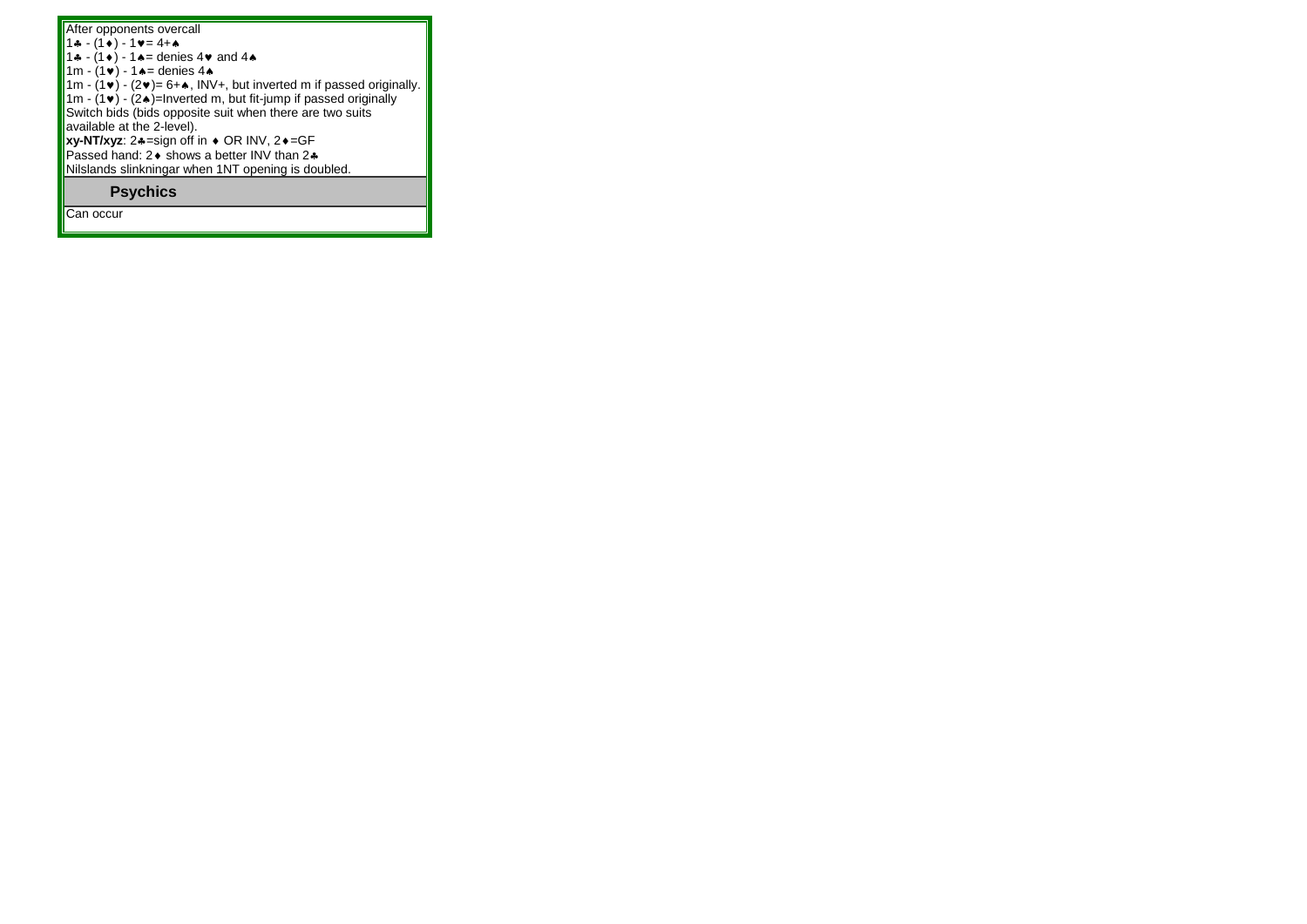After opponents overcall

1♣ - (1♦) - 1♥= 4+♠

1♣ - (1♦) - 1♠= denies 4♥ and 4♠

1m - (1♥) - 1♠= denies 4♠

1m - (1♥) - (2♥)= 6+♠, INV+, but inverted m if passed originally.

1m - (1♥) - (2♠)=Inverted m, but fit-jump if passed originally

Switch bids (bids opposite suit when there are two suits available at the 2-level).

**xy-NT/xyz**: 2♣=sign off in ♦ OR INV, 2♦=GF

Passed hand: 2♦ shows a better INV than 2♣

Nilslands slinkningar when 1NT opening is doubled.

## Psychics

Can occur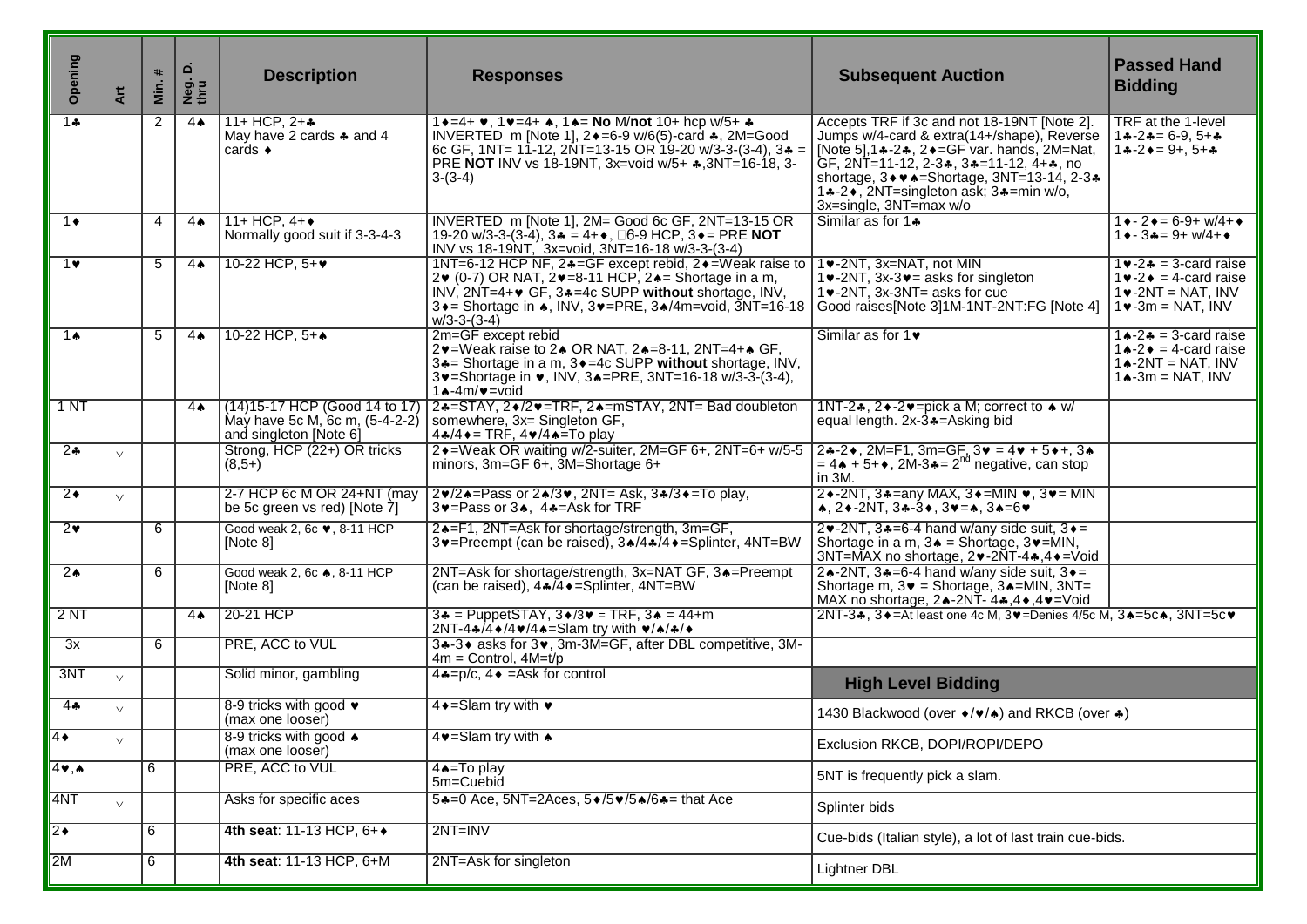| Opening | Art | Min. # | Neg. D. thru | Description | Responses | Subsequent Auction | Passed Hand Bidding |
|---|---|---|---|---|---|---|---|
| 1♣ | | 2 | 4♠ | 11+ HCP, 2+♣ May have 2 cards ♣ and 4 cards ♦ | 1♦=4+ ♥, 1♥=4+ ♠, 1♠= **No** M/**not** 10+ hcp w/5+ ♣ INVERTED m [Note 1], 2♦=6-9 w/6(5)-card ♣, 2M=Good 6c GF, 1NT= 11-12, 2NT=13-15 OR 19-20 w/3-3-(3-4), 3♣ = PRE **NOT** INV vs 18-19NT, 3x=void w/5+ ♣,3NT=16-18, 3-3-(3-4) | Accepts TRF if 3c and not 18-19NT [Note 2]. Jumps w/4-card & extra(14+/shape), Reverse [Note 5],1♣-2♣, 2♦=GF var. hands, 2M=Nat, GF, 2NT=11-12, 2-3♣, 3♣=11-12, 4+♣, no shortage, 3♦♥♠=Shortage, 3NT=13-14, 2-3♣ 1♣-2♦, 2NT=singleton ask; 3♣=min w/o, 3x=single, 3NT=max w/o | TRF at the 1-level 1♣-2♣= 6-9, 5+♣ 1♣-2♦= 9+, 5+♣ |
| 1♦ | | 4 | 4♠ | 11+ HCP, 4+♦ Normally good suit if 3-3-4-3 | INVERTED m [Note 1], 2M= Good 6c GF, 2NT=13-15 OR 19-20 w/3-3-(3-4), 3♣ = 4+♦, 6-9 HCP, 3♦= PRE **NOT** INV vs 18-19NT, 3x=void, 3NT=16-18 w/3-3-(3-4) | Similar as for 1♣ | 1♦- 2♦= 6-9+ w/4+♦ 1♦- 3♣= 9+ w/4+♦ |
| 1♥ | | 5 | 4♠ | 10-22 HCP, 5+♥ | 1NT=6-12 HCP NF, 2♣=GF except rebid, 2♦=Weak raise to 2♥ (0-7) OR NAT, 2♥=8-11 HCP, 2♠= Shortage in a m, INV, 2NT=4+♥ GF, 3♣=4c SUPP **without** shortage, INV, 3♦= Shortage in ♠, INV, 3♥=PRE, 3♠/4m=void, 3NT=16-18 w/3-3-(3-4) | 1♥-2NT, 3x=NAT, not MIN 1♥-2NT, 3x-3♥= asks for singleton 1♥-2NT, 3x-3NT= asks for cue Good raises[Note 3]1M-1NT-2NT:FG [Note 4] | 1♥-2♣ = 3-card raise 1♥-2♦ = 4-card raise 1♥-2NT = NAT, INV 1♥-3m = NAT, INV |
| 1♠ | | 5 | 4♠ | 10-22 HCP, 5+♠ | 2m=GF except rebid 2♥=Weak raise to 2♠ OR NAT, 2♠=8-11, 2NT=4+♠ GF, 3♣= Shortage in a m, 3♦=4c SUPP **without** shortage, INV, 3♥=Shortage in ♥, INV, 3♠=PRE, 3NT=16-18 w/3-3-(3-4), 1♠-4m/♥=void | Similar as for 1♥ | 1♠-2♣ = 3-card raise 1♠-2♦ = 4-card raise 1♠-2NT = NAT, INV 1♠-3m = NAT, INV |
| 1 NT | | | 4♠ | (14)15-17 HCP (Good 14 to 17) May have 5c M, 6c m, (5-4-2-2) and singleton [Note 6] | 2♣=STAY, 2♦/2♥=TRF, 2♠=mSTAY, 2NT= Bad doubleton somewhere, 3x= Singleton GF, 4♣/4♦= TRF, 4♥/4♠=To play | 1NT-2♣, 2♦-2♥=pick a M; correct to ♠ w/ equal length. 2x-3♣=Asking bid | |
| 2♣ | ∨ | | | Strong, HCP (22+) OR tricks (8,5+) | 2♦=Weak OR waiting w/2-suiter, 2M=GF 6+, 2NT=6+ w/5-5 minors, 3m=GF 6+, 3M=Shortage 6+ | 2♣-2♦, 2M=F1, 3m=GF, 3♥ = 4♥ + 5♦+, 3♠ = 4♠ + 5+♦, 2M-3♣= 2nd negative, can stop in 3M. | |
| 2♦ | ∨ | | | 2-7 HCP 6c M OR 24+NT (may be 5c green vs red) [Note 7] | 2♥/2♠=Pass or 2♠/3♥, 2NT= Ask, 3♣/3♦=To play, 3♥=Pass or 3♠, 4♣=Ask for TRF | 2♦-2NT, 3♣=any MAX, 3♦=MIN ♥, 3♥= MIN ♠, 2♦-2NT, 3♣-3♦, 3♥=♠, 3♠=6♥ | |
| 2♥ | | 6 | | Good weak 2, 6c ♥, 8-11 HCP [Note 8] | 2♠=F1, 2NT=Ask for shortage/strength, 3m=GF, 3♥=Preempt (can be raised), 3♠/4♣/4♦=Splinter, 4NT=BW | 2♥-2NT, 3♣=6-4 hand w/any side suit, 3♦= Shortage in a m, 3♠ = Shortage, 3♥=MIN, 3NT=MAX no shortage, 2♥-2NT-4♣,4♦=Void | |
| 2♠ | | 6 | | Good weak 2, 6c ♠, 8-11 HCP [Note 8] | 2NT=Ask for shortage/strength, 3x=NAT GF, 3♠=Preempt (can be raised), 4♣/4♦=Splinter, 4NT=BW | 2♠-2NT, 3♣=6-4 hand w/any side suit, 3♦= Shortage m, 3♥ = Shortage, 3♠=MIN, 3NT= MAX no shortage, 2♠-2NT- 4♣,4♦,4♥=Void | |
| 2 NT | | | 4♠ | 20-21 HCP | 3♣ = PuppetSTAY, 3♦/3♥ = TRF, 3♠ = 44+m 2NT-4♣/4♦/4♥/4♠=Slam try with ♥/♠/♣/♦ | 2NT-3♣, 3♦=At least one 4c M, 3♥=Denies 4/5c M, 3♠=5c♠, 3NT=5c♥ | |
| 3x | | 6 | | PRE, ACC to VUL | 3♣-3♦ asks for 3♥, 3m-3M=GF, after DBL competitive, 3M-4m = Control, 4M=t/p | | |
| 3NT | ∨ | | | Solid minor, gambling | 4♣=p/c, 4♦ =Ask for control | **High Level Bidding** | |
| 4♣ | ∨ | | | 8-9 tricks with good ♥ (max one looser) | 4♦=Slam try with ♥ | 1430 Blackwood (over ♦/♥/♠) and RKCB (over ♣) | |
| 4♦ | ∨ | | | 8-9 tricks with good ♠ (max one looser) | 4♥=Slam try with ♠ | Exclusion RKCB, DOPI/ROPI/DEPO | |
| 4♥,♠ | | 6 | | PRE, ACC to VUL | 4♠=To play 5m=Cuebid | 5NT is frequently pick a slam. | |
| 4NT | ∨ | | | Asks for specific aces | 5♣=0 Ace, 5NT=2Aces, 5♦/5♥/5♠/6♣= that Ace | Splinter bids | |
| 2♦ | | 6 | | **4th seat**: 11-13 HCP, 6+♦ | 2NT=INV | Cue-bids (Italian style), a lot of last train cue-bids. | |
| 2M | | 6 | | **4th seat**: 11-13 HCP, 6+M | 2NT=Ask for singleton | Lightner DBL | |